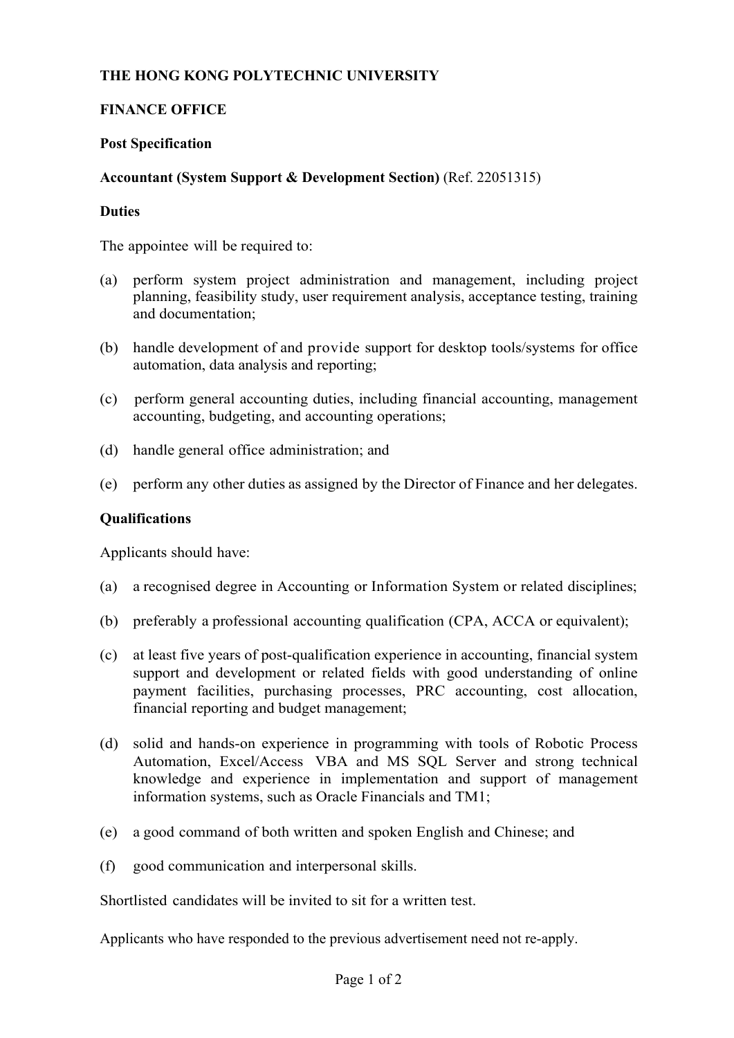**THE HONG KONG POLYTECHNIC UNIVERSITY**

**FINANCE OFFICE**

**Post Specification**

**Accountant (System Support & Development Section)** (Ref. 22051315)

**Duties**

The appointee will be required to:

(a) perform system project administration and management, including project planning, feasibility study, user requirement analysis, acceptance testing, training and documentation;

(b) handle development of and provide support for desktop tools/systems for office automation, data analysis and reporting;

(c) perform general accounting duties, including financial accounting, management accounting, budgeting, and accounting operations;

(d) handle general office administration; and

(e) perform any other duties as assigned by the Director of Finance and her delegates.

**Qualifications**

Applicants should have:

(a) a recognised degree in Accounting or Information System or related disciplines;

(b) preferably a professional accounting qualification (CPA, ACCA or equivalent);

(c) at least five years of post-qualification experience in accounting, financial system support and development or related fields with good understanding of online payment facilities, purchasing processes, PRC accounting, cost allocation, financial reporting and budget management;

(d) solid and hands-on experience in programming with tools of Robotic Process Automation, Excel/Access VBA and MS SQL Server and strong technical knowledge and experience in implementation and support of management information systems, such as Oracle Financials and TM1;

(e) a good command of both written and spoken English and Chinese; and

(f) good communication and interpersonal skills.

Shortlisted candidates will be invited to sit for a written test.

Applicants who have responded to the previous advertisement need not re-apply.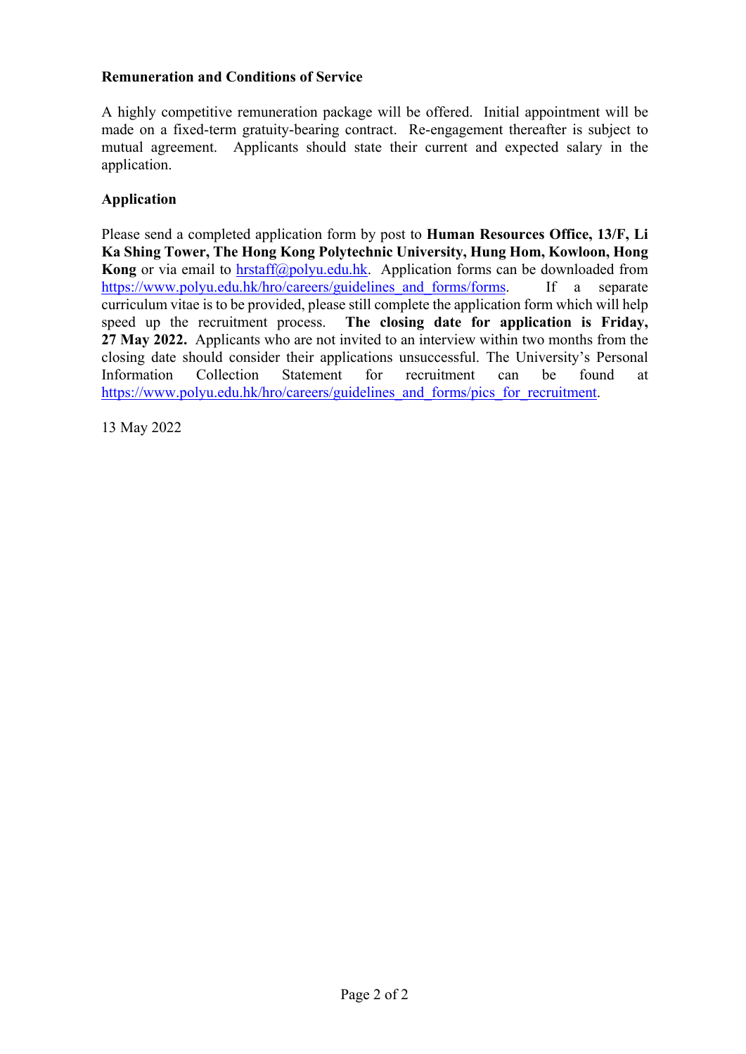**Remuneration and Conditions of Service**

A highly competitive remuneration package will be offered. Initial appointment will be made on a fixed-term gratuity-bearing contract. Re-engagement thereafter is subject to mutual agreement. Applicants should state their current and expected salary in the application.

**Application**

Please send a completed application form by post to **Human Resources Office, 13/F, Li Ka Shing Tower, The Hong Kong Polytechnic University, Hung Hom, Kowloon, Hong Kong** or via email to hrstaff@polyu.edu.hk. Application forms can be downloaded from https://www.polyu.edu.hk/hro/careers/guidelines_and_forms/forms. If a separate curriculum vitae is to be provided, please still complete the application form which will help speed up the recruitment process. **The closing date for application is Friday, 27 May 2022.** Applicants who are not invited to an interview within two months from the closing date should consider their applications unsuccessful. The University's Personal Information Collection Statement for recruitment can be found at https://www.polyu.edu.hk/hro/careers/guidelines_and_forms/pics_for_recruitment.

13 May 2022